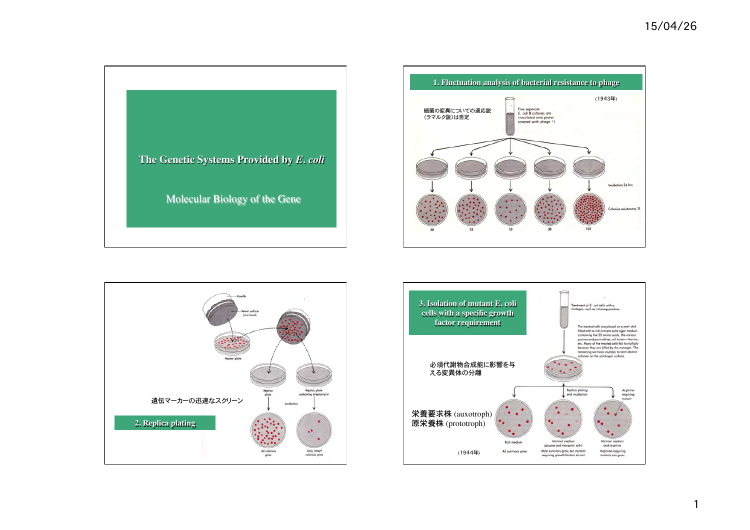# The Genetic Systems Provided by *E. coli*

Molecular Biology of the Gene

## 1. Fluctuation analysis of bacterial resistance to phage

(1943年)

細菌の変異についての適応説（ラマルク説）は否定

Five separate E. coli B cultures are inoculated onto plates covered with phage T1

Incubation 24 hrs

Colonies resistant to T1

28 35 13 38 107

## 2. Replica plating

遺伝マーカーの迅速なスクリーン

Handle

Velvet surface (sterilized)

Master plate

Replica plate

Replica plate containing streptomycin

Incubation

All colonies grow

Only Strep$^{R}$ colonies grow

## 3. Isolation of mutant E. coli cells with a specific growth factor requirement

必須代謝物合成能に影響を与える変異体の分離

栄養要求株 (auxotroph)
原栄養株 (prototroph)

(1944年)

Treatment of E. coli cells with a mutagen, such as nitrosoguanidine.

The treated cells are placed on a petri dish filled with a rich nutrient solid agar medium containing the 20 amino acids, the various purines and pyrimidines, all known vitamins, etc. Many of the treated cells fail to multiply because they are killed by the mutagen. The remaining survivors multiply to form distinct colonies on the solid agar surface.

Replica plating and incubation

Arginine-requiring mutant

Rich medium — All survivors grow.

Minimal medium (glucose and inorganic salts) — Most survivors grow, but mutants requiring growth factors do not.

Minimal medium and arginine — Arginine-requiring mutants can grow.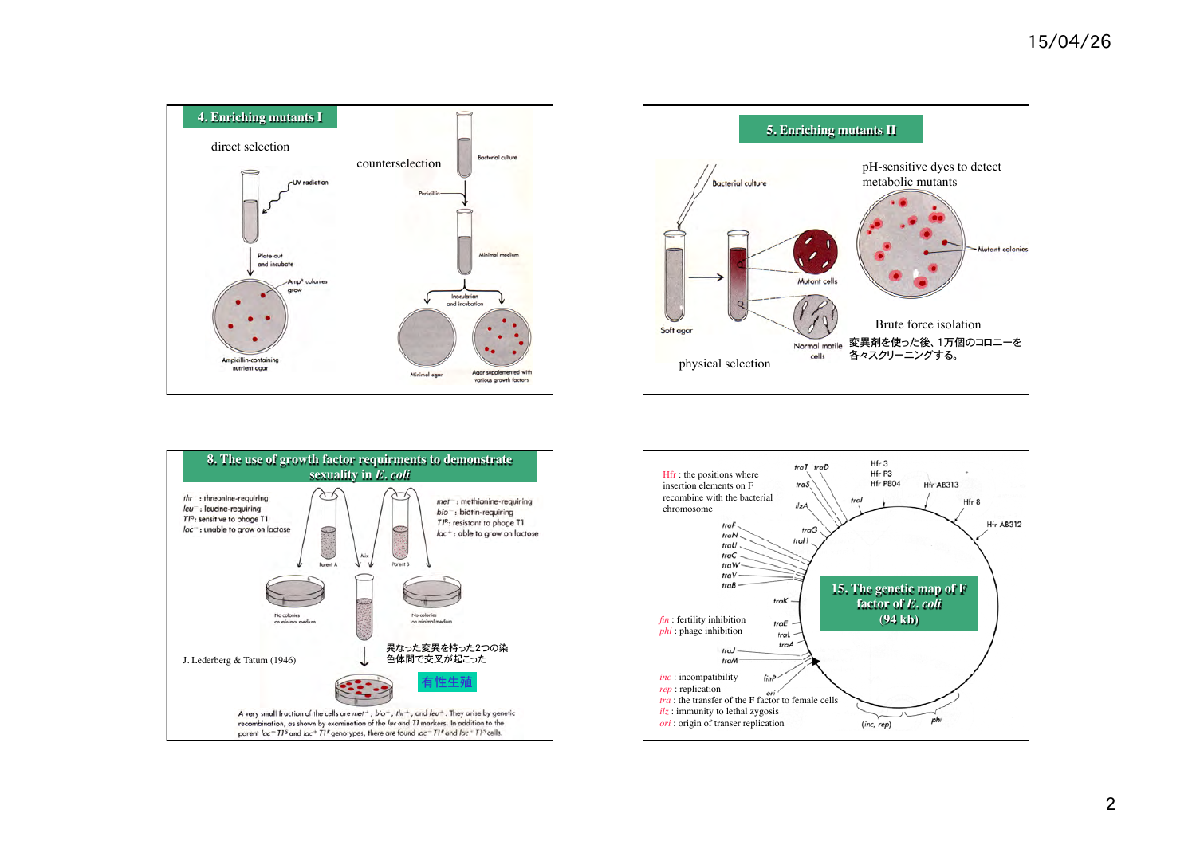## 4. Enriching mutants I

direct selection

UV radiation

Plate out and incubate

Amp[r] colonies grow

Ampicillin-containing nutrient agar

counterselection

Bacterial culture

Penicillin

Minimal medium

Inoculation and incubation

Minimal agar

Agar supplemented with various growth factors

## 5. Enriching mutants II

Bacterial culture

Soft agar

Mutant cells

Normal motile cells

physical selection

pH-sensitive dyes to detect metabolic mutants

Mutant colonies

Brute force isolation

変異剤を使った後、1万個のコロニーを各々スクリーニングする。

## 8. The use of growth factor requirments to demonstrate sexuality in *E. coli*

*thr*$^-$ : threonine-requiring
*leu*$^-$ : leucine-requiring
*T1*$^S$: sensitive to phage T1
*lac*$^-$ : unable to grow on lactose

*met*$^-$ : methionine-requiring
*bio*$^-$ : biotin-requiring
*T1*$^R$: resistant to phage T1
*lac*$^+$ : able to grow on lactose

Parent A

Mix

Parent B

No colonies on minimal medium

No colonies on minimal medium

J. Lederberg & Tatum (1946)

異なった変異を持った2つの染色体間で交叉が起こった

有性生殖

A very small fraction of the cells are *met*$^+$, *bio*$^+$, *thr*$^+$, and *leu*$^+$. They arise by genetic recombination, as shown by examination of the *lac* and *T1* markers. In addition to the parent *lac*$^-$ *T1*$^S$ and *lac*$^+$ *T1*$^R$ genotypes, there are found *lac*$^-$ *T1*$^R$ and *lac*$^+$ *T1*$^S$ cells.

## 15. The genetic map of F factor of *E. coli* (94 kb)

Hfr : the positions where insertion elements on F recombine with the bacterial chromosome

*fin* : fertility inhibition
*phi* : phage inhibition

*inc* : incompatibility
*rep* : replication
*tra* : the transfer of the F factor to female cells
*ilz* : immunity to lethal zygosis
*ori* : origin of transer replication

*traT* *traD* *traS* *ilzA* *traI* *traF* *traN* *traG* *traU* *traH* *traC* *traW* *traV* *traB* *traK* *traE* *traL* *traA* *traJ* *traM* *finP* *ori* (*inc, rep*) *phi*

Hfr 3, Hfr P3, Hfr PB04, Hfr AB313, Hfr 8, Hfr AB312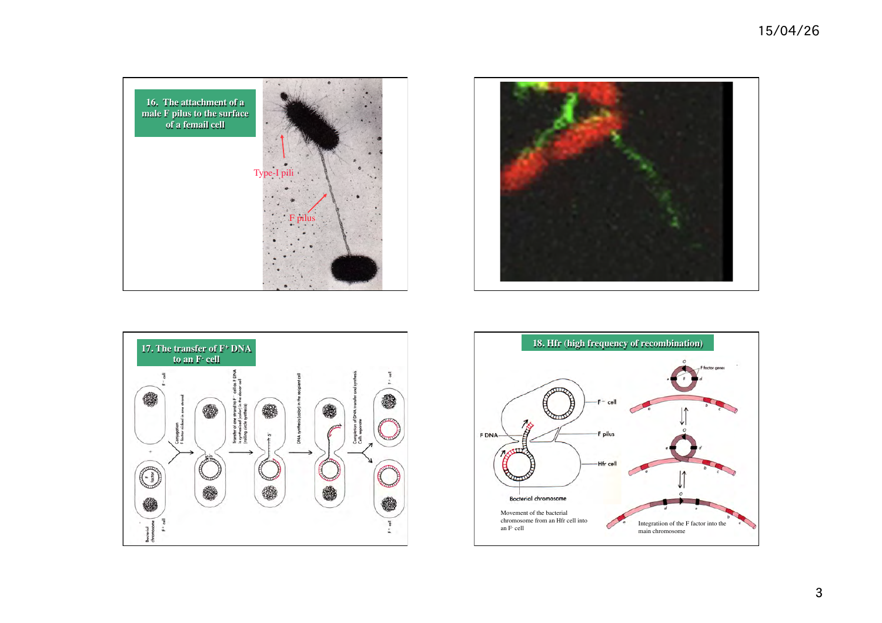## 16. The attachment of a male F pilus to the surface of a femail cell

Type-I pili

F pilus

## 17. The transfer of $F^+$ DNA to an $F^-$ cell

$F^-$ cell

Bacterial chromosome

$F^+$ cell

F factor

Conjugation
F factor nicked in one strand

Transfer of one strand to $F^-$ cell as F DNA is synthesized (color) in the donor cell (rolling circle synthesis)

DNA synthesis (color) in the recipient cell

Completion of DNA transfer and synthesis
Cells separate

$F^+$ cell

$F^+$ cell

## 18. Hfr (high frequency of recombination)

F DNA

$F^-$ cell

F pilus

Hfr cell

Bacterial chromosome

Movement of the bacterial chromosome from an Hfr cell into an $F^-$ cell

F factor genes

Integratiion of the F factor into the main chromosome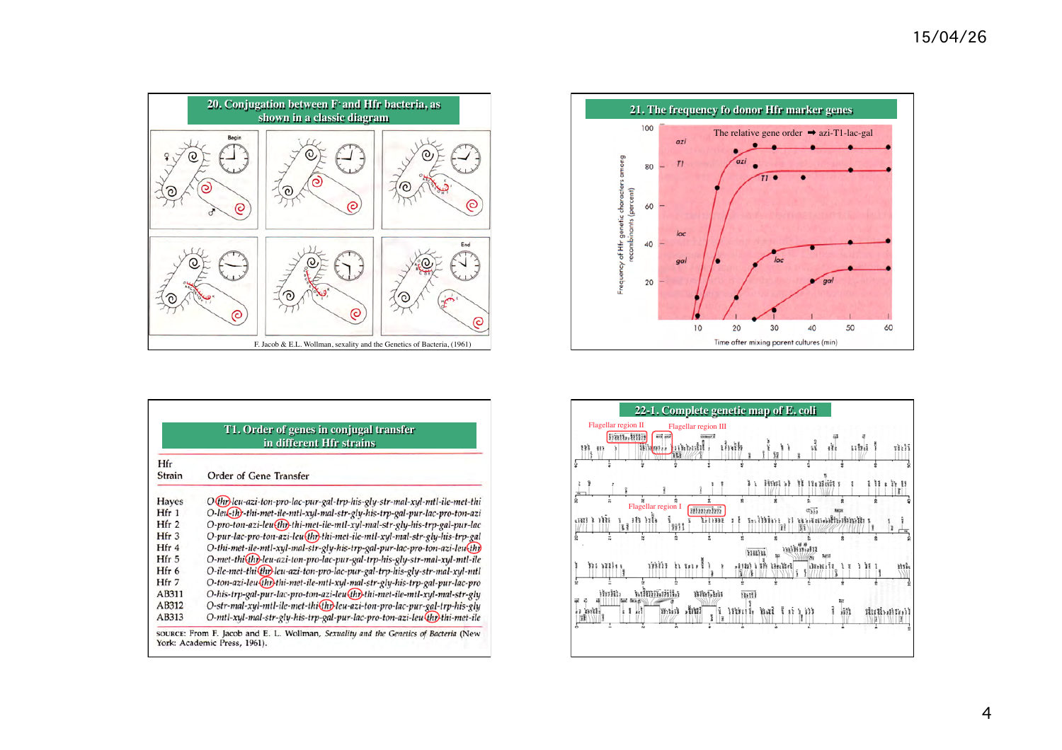## 20. Conjugation between F⁻ and Hfr bacteria, as shown in a classic diagram

Begin

End

F. Jacob & E.L. Wollman, sexality and the Genetics of Bacteria, (1961)

## 21. The frequency fo donor Hfr marker genes

The relative gene order ➡ azi-T1-lac-gal

Frequency of Hfr genetic characters among recombinants (percent)

Time after mixing parent cultures (min)

## T1. Order of genes in conjugal transfer in different Hfr strains

| Hfr Strain | Order of Gene Transfer |
|---|---|
| Hayes | O-thr-leu-azi-ton-pro-lac-pur-gal-trp-his-gly-str-mal-xyl-mtl-ile-met-thi |
| Hfr 1 | O-leu-thr-thi-met-ile-mtl-xyl-mal-str-gly-his-trp-gal-pur-lac-pro-ton-azi |
| Hfr 2 | O-pro-ton-azi-leu-thr-thi-met-ile-mtl-xyl-mal-str-gly-his-trp-gal-pur-lac |
| Hfr 3 | O-pur-lac-pro-ton-azi-leu-thr-thi-met-ile-mtl-xyl-mal-str-gly-his-trp-gal |
| Hfr 4 | O-thi-met-ile-mtl-xyl-mal-str-gly-his-trp-gal-pur-lac-pro-ton-azi-leu-thr |
| Hfr 5 | O-met-thi-thr-leu-azi-ton-pro-lac-pur-gal-trp-his-gly-str-mal-xyl-mtl-ile |
| Hfr 6 | O-ile-met-thi-thr-leu-azi-ton-pro-lac-pur-gal-trp-his-gly-str-mal-xyl-mtl |
| Hfr 7 | O-ton-azi-leu-thr-thi-met-ile-mtl-xyl-mal-str-gly-his-trp-gal-pur-lac-pro |
| AB311 | O-his-trp-gal-pur-lac-pro-ton-azi-leu-thr-thi-met-ile-mtl-xyl-mal-str-gly |
| AB312 | O-str-mal-xyl-mtl-ile-met-thi-thr-leu-azi-ton-pro-lac-pur-gal-trp-his-gly |
| AB313 | O-mtl-xyl-mal-str-gly-his-trp-gal-pur-lac-pro-ton-azi-leu-thr-thi-met-ile |

SOURCE: From F. Jacob and E. L. Wollman, *Sexuality and the Genetics of Bacteria* (New York: Academic Press, 1961).

## 22-1. Complete genetic map of E. coli

Flagellar region II

Flagellar region III

Flagellar region I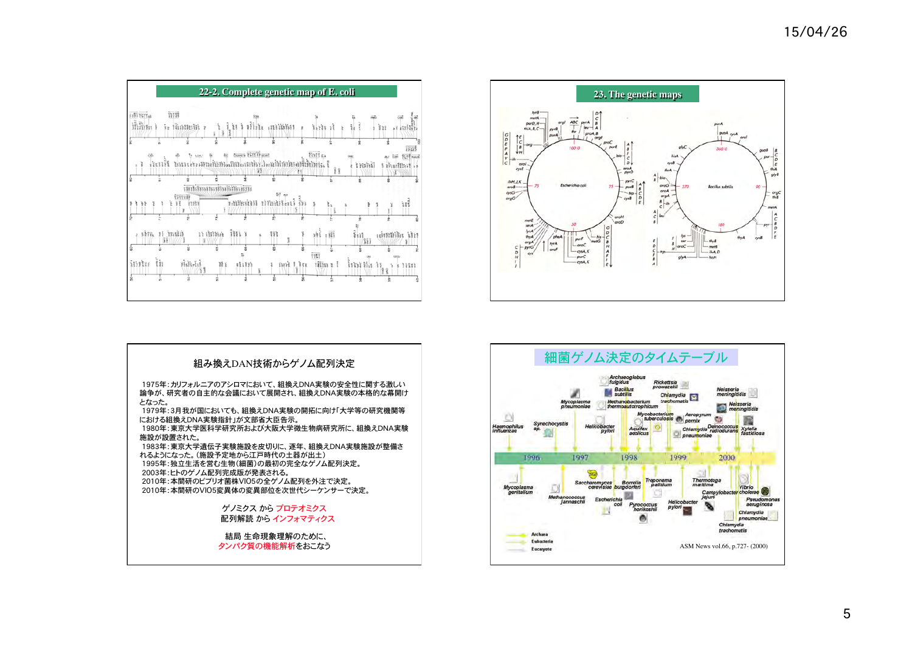## 22-2. Complete genetic map of E. coli

## 23. The genetic maps

Escherichia coli

Bacillus subtilis

## 組み換えDAN技術からゲノム配列決定

1975年：カリフォルニアのアシロマにおいて、組換えDNA実験の安全性に関する激しい論争が、研究者の自主的な会議において展開され、組換えDNA実験の本格的な幕開けとなった。
1979年：3月我が国においても、組換えDNA実験の開拓に向け「大学等の研究機関等における組換えDNA実験指針」が文部大臣告示。
1980年：東京大学医科学研究所および大阪大学微生物病研究所に、組換えDNA実験施設が設置された。
1983年：東京大学遺伝子実験施設を皮切りに、逐年、組換えDNA実験施設が整備されるようになった。（施設予定地から江戸時代の土器が出土）
1995年：独立生活を営む生物（細菌）の最初の完全なゲノム配列決定。
2003年：ヒトのゲノム配列完成版が発表される。
2010年：本間研のビブリオ菌株VIO5の全ゲノム配列を外注で決定。
2010年：本間研のVIO5変異体の変異部位を次世代シーケンサーで決定。

ゲノミクス から プロテオミクス
配列解読 から インフォマティクス

結局 生命現象理解のために、
タンパク質の機能解析をおこなう

## 細菌ゲノム決定のタイムテーブル

1996
1997
1998
1999
2000

Haemophilus influenzae
Mycoplasma genitalium
Synechocystis sp.
Methanococcus jannaschii
Mycoplasma pneumoniae
Archaeoglobus fulgidus
Bacillus subtilis
Methanobacterium thermoautotrophicum
Helicobacter pylori
Saccharomyces cerevisiae
Escherichia coli
Borrelia burgdorferi
Rickettsia prowazekii
Chlamydia trachomatis
Mycobacterium tuberculosis
Aquifex aeolicus
Treponema pallidum
Pyrococcus horikoshii
Aeropyrum pernix
Chlamydia pneumoniae
Helicobacter pylori
Thermotoga maritima
Neisseria meningitidis
Neisseria meningitidis
Deinococcus radiodurans
Xylella fastidiosa
Campylobacter jejuni
Vibrio cholerae
Pseudomonas aeruginosa
Chlamydia pneumoniae
Chlamydia trachomatis

Archaea
Eubacteria
Eucaryote

ASM News vol.66, p.727- (2000)